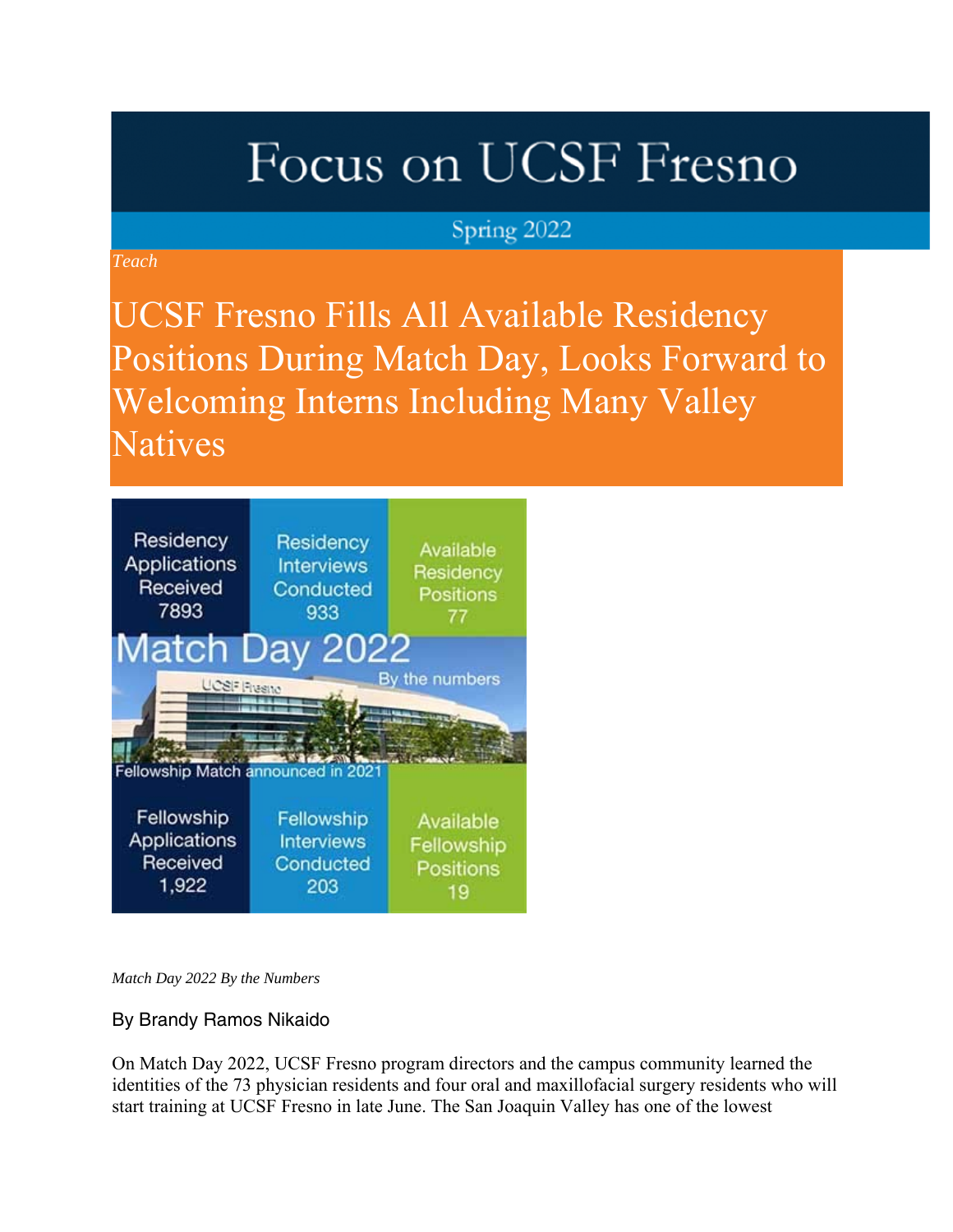# Focus on UCSF Fresno

Spring 2022

*Teach*

# UCSF Fresno Fills All Available Residency Positions During Match Day, Looks Forward to Welcoming Interns Including Many Valley Natives

| Residency Applications Received | Residency Interviews Conducted | Available Residency Positions |
|---|---|---|
| 7893 | 933 | 77 |

**Match Day 2022** By the numbers

Fellowship Match announced in 2021

| Fellowship Applications Received | Fellowship Interviews Conducted | Available Fellowship Positions |
|---|---|---|
| 1,922 | 203 | 19 |

*Match Day 2022 By the Numbers*

By Brandy Ramos Nikaido

On Match Day 2022, UCSF Fresno program directors and the campus community learned the identities of the 73 physician residents and four oral and maxillofacial surgery residents who will start training at UCSF Fresno in late June. The San Joaquin Valley has one of the lowest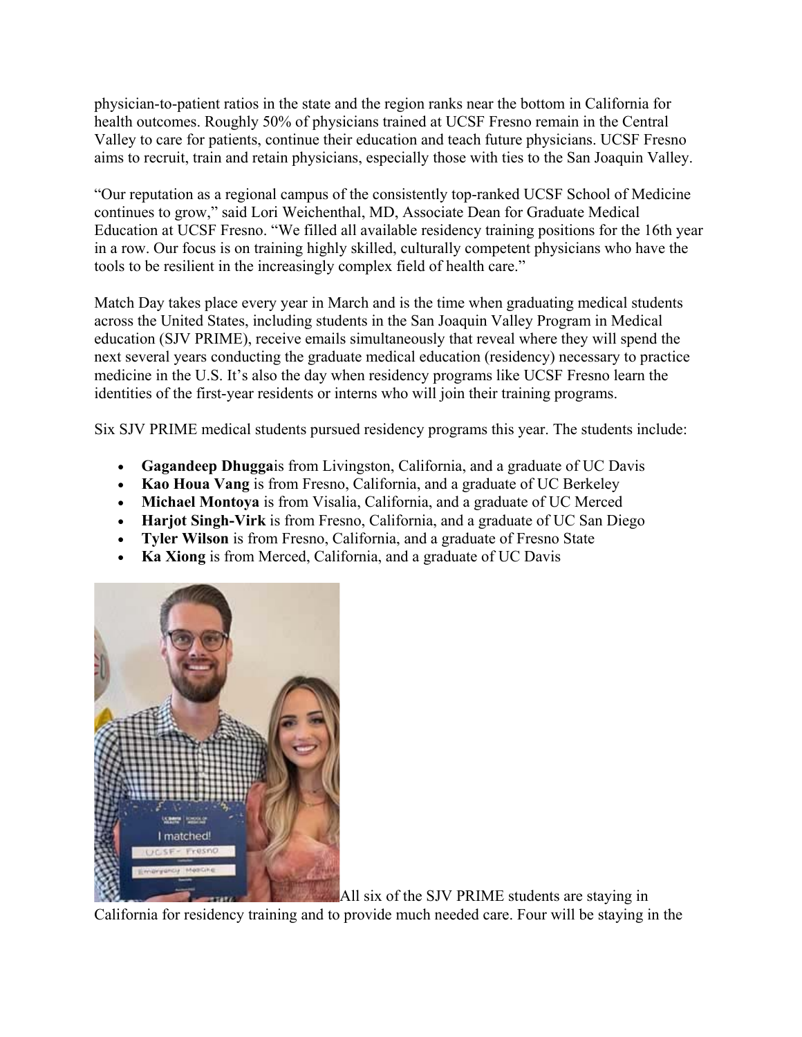physician-to-patient ratios in the state and the region ranks near the bottom in California for health outcomes. Roughly 50% of physicians trained at UCSF Fresno remain in the Central Valley to care for patients, continue their education and teach future physicians. UCSF Fresno aims to recruit, train and retain physicians, especially those with ties to the San Joaquin Valley.

"Our reputation as a regional campus of the consistently top-ranked UCSF School of Medicine continues to grow," said Lori Weichenthal, MD, Associate Dean for Graduate Medical Education at UCSF Fresno. "We filled all available residency training positions for the 16th year in a row. Our focus is on training highly skilled, culturally competent physicians who have the tools to be resilient in the increasingly complex field of health care."

Match Day takes place every year in March and is the time when graduating medical students across the United States, including students in the San Joaquin Valley Program in Medical education (SJV PRIME), receive emails simultaneously that reveal where they will spend the next several years conducting the graduate medical education (residency) necessary to practice medicine in the U.S. It's also the day when residency programs like UCSF Fresno learn the identities of the first-year residents or interns who will join their training programs.

Six SJV PRIME medical students pursued residency programs this year. The students include:

- **Gagandeep Dhugga**is from Livingston, California, and a graduate of UC Davis
- **Kao Houa Vang** is from Fresno, California, and a graduate of UC Berkeley
- **Michael Montoya** is from Visalia, California, and a graduate of UC Merced
- **Harjot Singh-Virk** is from Fresno, California, and a graduate of UC San Diego
- **Tyler Wilson** is from Fresno, California, and a graduate of Fresno State
- **Ka Xiong** is from Merced, California, and a graduate of UC Davis

All six of the SJV PRIME students are staying in California for residency training and to provide much needed care. Four will be staying in the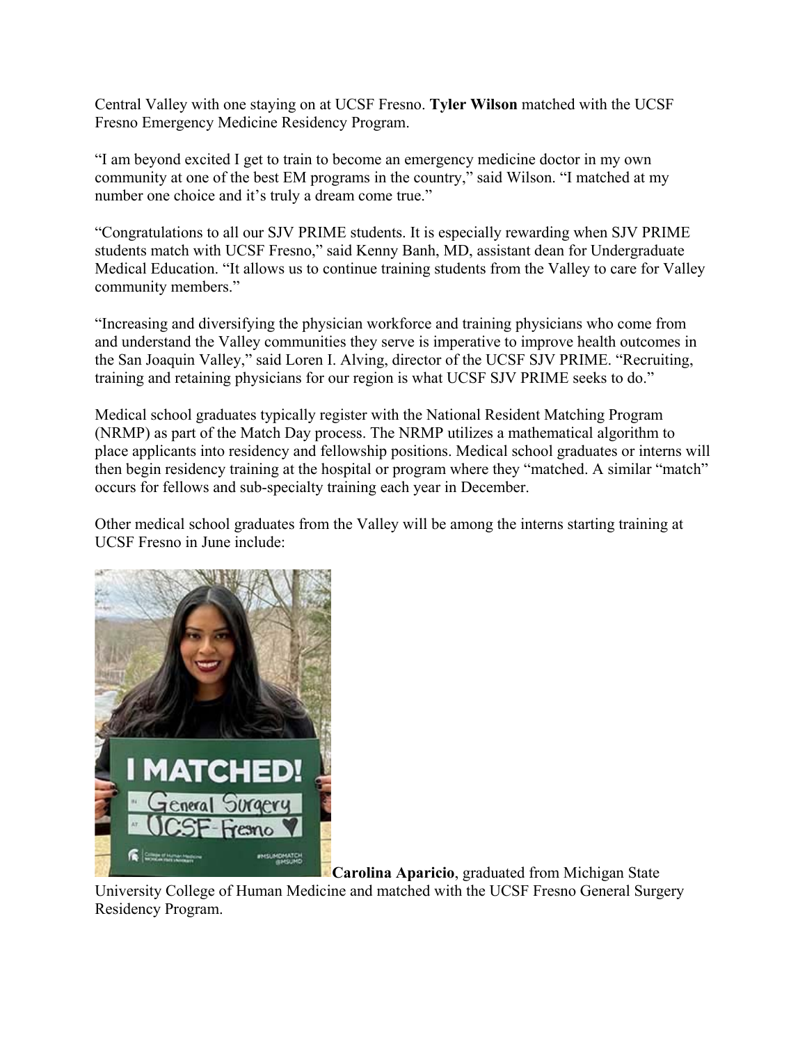Central Valley with one staying on at UCSF Fresno. **Tyler Wilson** matched with the UCSF Fresno Emergency Medicine Residency Program.

"I am beyond excited I get to train to become an emergency medicine doctor in my own community at one of the best EM programs in the country," said Wilson. "I matched at my number one choice and it's truly a dream come true."

"Congratulations to all our SJV PRIME students. It is especially rewarding when SJV PRIME students match with UCSF Fresno," said Kenny Banh, MD, assistant dean for Undergraduate Medical Education. "It allows us to continue training students from the Valley to care for Valley community members."

"Increasing and diversifying the physician workforce and training physicians who come from and understand the Valley communities they serve is imperative to improve health outcomes in the San Joaquin Valley," said Loren I. Alving, director of the UCSF SJV PRIME. "Recruiting, training and retaining physicians for our region is what UCSF SJV PRIME seeks to do."

Medical school graduates typically register with the National Resident Matching Program (NRMP) as part of the Match Day process. The NRMP utilizes a mathematical algorithm to place applicants into residency and fellowship positions. Medical school graduates or interns will then begin residency training at the hospital or program where they "matched. A similar "match" occurs for fellows and sub-specialty training each year in December.

Other medical school graduates from the Valley will be among the interns starting training at UCSF Fresno in June include:

**Carolina Aparicio**, graduated from Michigan State University College of Human Medicine and matched with the UCSF Fresno General Surgery Residency Program.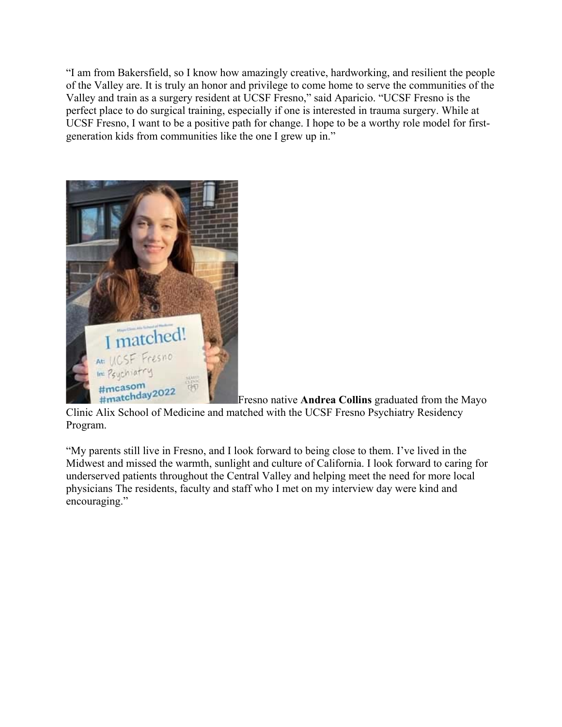"I am from Bakersfield, so I know how amazingly creative, hardworking, and resilient the people of the Valley are. It is truly an honor and privilege to come home to serve the communities of the Valley and train as a surgery resident at UCSF Fresno," said Aparicio. "UCSF Fresno is the perfect place to do surgical training, especially if one is interested in trauma surgery. While at UCSF Fresno, I want to be a positive path for change. I hope to be a worthy role model for first-generation kids from communities like the one I grew up in."

Fresno native **Andrea Collins** graduated from the Mayo Clinic Alix School of Medicine and matched with the UCSF Fresno Psychiatry Residency Program.

"My parents still live in Fresno, and I look forward to being close to them. I've lived in the Midwest and missed the warmth, sunlight and culture of California. I look forward to caring for underserved patients throughout the Central Valley and helping meet the need for more local physicians The residents, faculty and staff who I met on my interview day were kind and encouraging."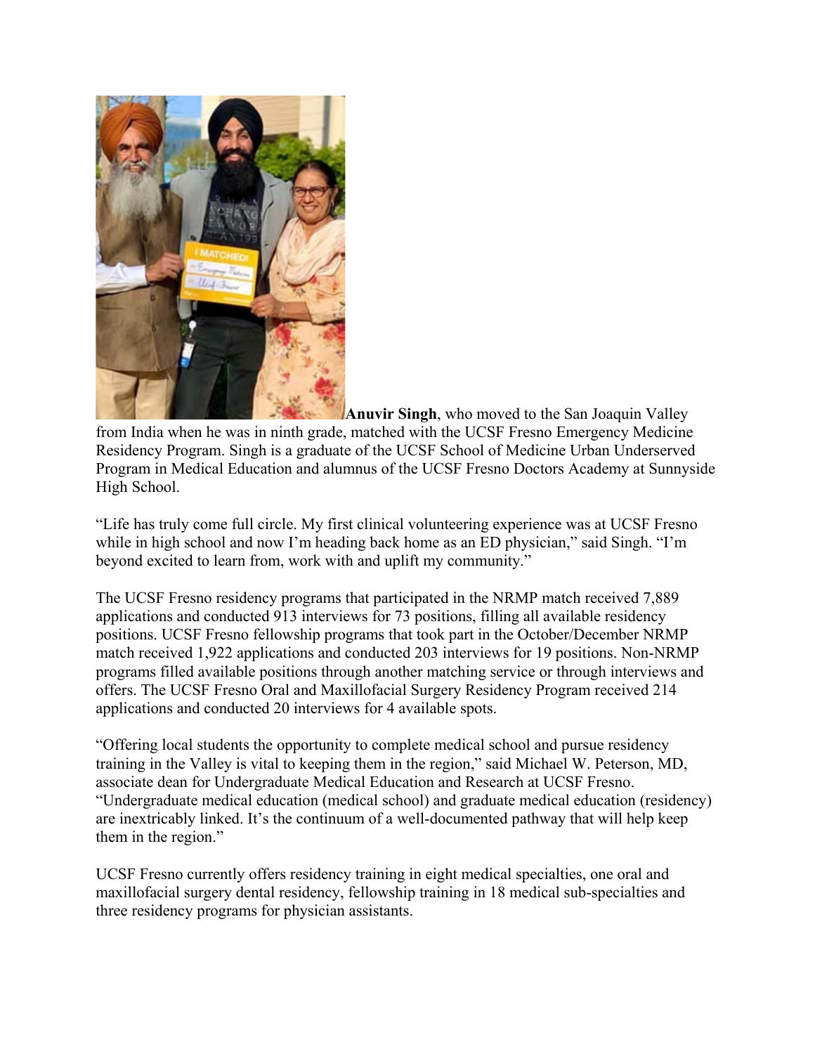**Anuvir Singh**, who moved to the San Joaquin Valley from India when he was in ninth grade, matched with the UCSF Fresno Emergency Medicine Residency Program. Singh is a graduate of the UCSF School of Medicine Urban Underserved Program in Medical Education and alumnus of the UCSF Fresno Doctors Academy at Sunnyside High School.

"Life has truly come full circle. My first clinical volunteering experience was at UCSF Fresno while in high school and now I'm heading back home as an ED physician," said Singh. "I'm beyond excited to learn from, work with and uplift my community."

The UCSF Fresno residency programs that participated in the NRMP match received 7,889 applications and conducted 913 interviews for 73 positions, filling all available residency positions. UCSF Fresno fellowship programs that took part in the October/December NRMP match received 1,922 applications and conducted 203 interviews for 19 positions. Non-NRMP programs filled available positions through another matching service or through interviews and offers. The UCSF Fresno Oral and Maxillofacial Surgery Residency Program received 214 applications and conducted 20 interviews for 4 available spots.

"Offering local students the opportunity to complete medical school and pursue residency training in the Valley is vital to keeping them in the region," said Michael W. Peterson, MD, associate dean for Undergraduate Medical Education and Research at UCSF Fresno. "Undergraduate medical education (medical school) and graduate medical education (residency) are inextricably linked. It's the continuum of a well-documented pathway that will help keep them in the region."

UCSF Fresno currently offers residency training in eight medical specialties, one oral and maxillofacial surgery dental residency, fellowship training in 18 medical sub-specialties and three residency programs for physician assistants.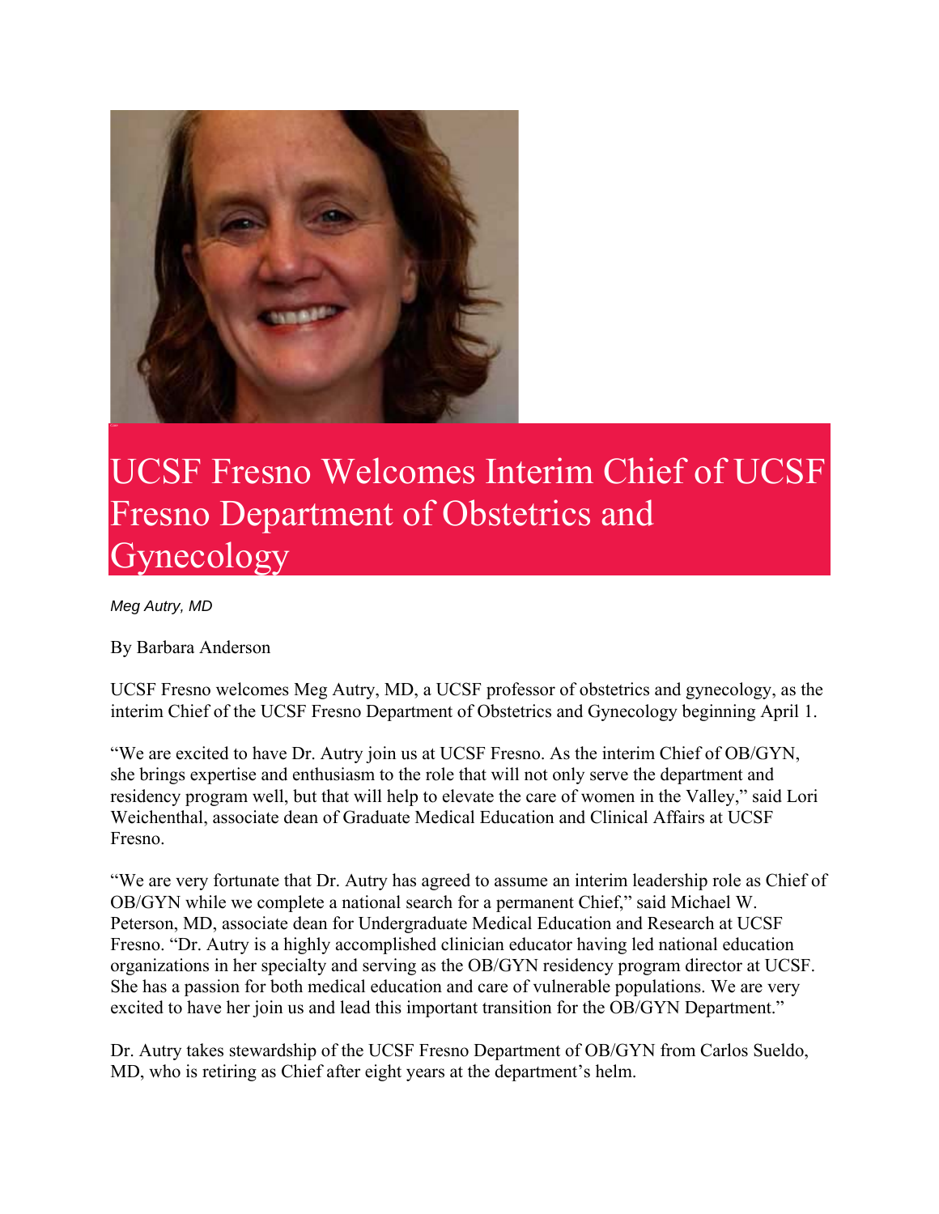# UCSF Fresno Welcomes Interim Chief of UCSF Fresno Department of Obstetrics and Gynecology

*Meg Autry, MD*

By Barbara Anderson

UCSF Fresno welcomes Meg Autry, MD, a UCSF professor of obstetrics and gynecology, as the interim Chief of the UCSF Fresno Department of Obstetrics and Gynecology beginning April 1.

"We are excited to have Dr. Autry join us at UCSF Fresno. As the interim Chief of OB/GYN, she brings expertise and enthusiasm to the role that will not only serve the department and residency program well, but that will help to elevate the care of women in the Valley," said Lori Weichenthal, associate dean of Graduate Medical Education and Clinical Affairs at UCSF Fresno.

"We are very fortunate that Dr. Autry has agreed to assume an interim leadership role as Chief of OB/GYN while we complete a national search for a permanent Chief," said Michael W. Peterson, MD, associate dean for Undergraduate Medical Education and Research at UCSF Fresno. "Dr. Autry is a highly accomplished clinician educator having led national education organizations in her specialty and serving as the OB/GYN residency program director at UCSF. She has a passion for both medical education and care of vulnerable populations. We are very excited to have her join us and lead this important transition for the OB/GYN Department."

Dr. Autry takes stewardship of the UCSF Fresno Department of OB/GYN from Carlos Sueldo, MD, who is retiring as Chief after eight years at the department's helm.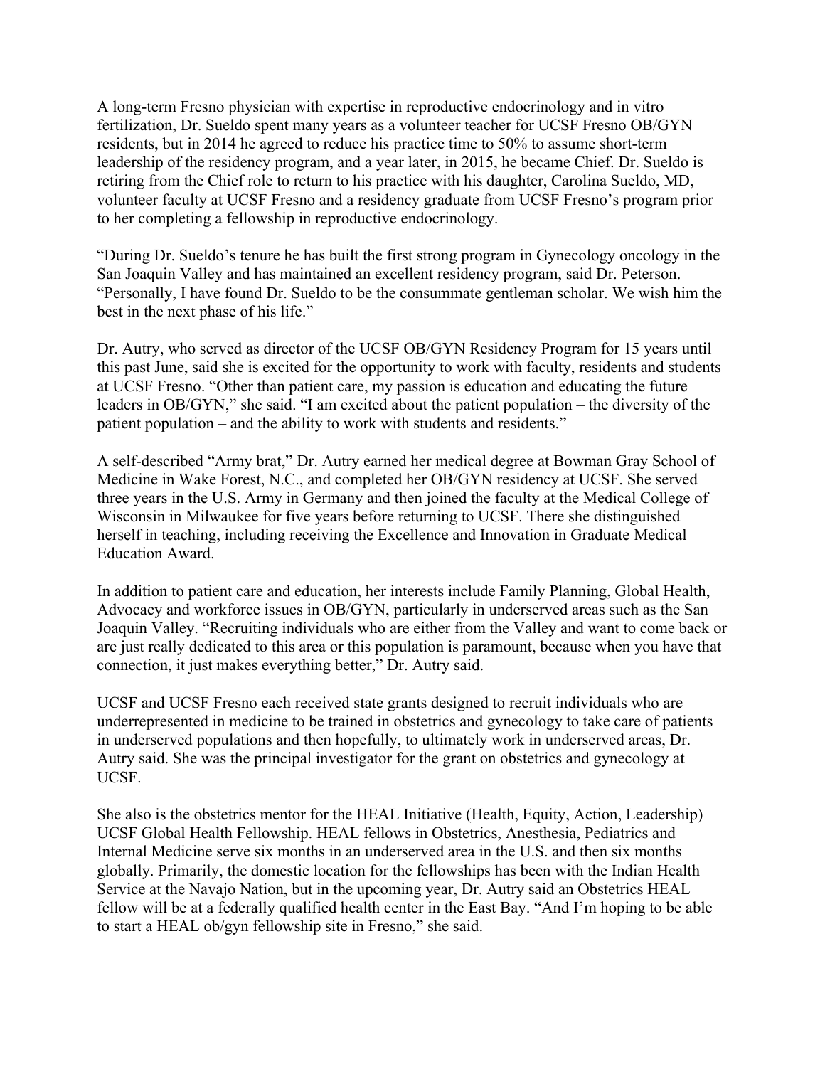A long-term Fresno physician with expertise in reproductive endocrinology and in vitro fertilization, Dr. Sueldo spent many years as a volunteer teacher for UCSF Fresno OB/GYN residents, but in 2014 he agreed to reduce his practice time to 50% to assume short-term leadership of the residency program, and a year later, in 2015, he became Chief. Dr. Sueldo is retiring from the Chief role to return to his practice with his daughter, Carolina Sueldo, MD, volunteer faculty at UCSF Fresno and a residency graduate from UCSF Fresno's program prior to her completing a fellowship in reproductive endocrinology.

"During Dr. Sueldo's tenure he has built the first strong program in Gynecology oncology in the San Joaquin Valley and has maintained an excellent residency program, said Dr. Peterson. "Personally, I have found Dr. Sueldo to be the consummate gentleman scholar. We wish him the best in the next phase of his life."

Dr. Autry, who served as director of the UCSF OB/GYN Residency Program for 15 years until this past June, said she is excited for the opportunity to work with faculty, residents and students at UCSF Fresno. "Other than patient care, my passion is education and educating the future leaders in OB/GYN," she said. "I am excited about the patient population – the diversity of the patient population – and the ability to work with students and residents."

A self-described "Army brat," Dr. Autry earned her medical degree at Bowman Gray School of Medicine in Wake Forest, N.C., and completed her OB/GYN residency at UCSF. She served three years in the U.S. Army in Germany and then joined the faculty at the Medical College of Wisconsin in Milwaukee for five years before returning to UCSF. There she distinguished herself in teaching, including receiving the Excellence and Innovation in Graduate Medical Education Award.

In addition to patient care and education, her interests include Family Planning, Global Health, Advocacy and workforce issues in OB/GYN, particularly in underserved areas such as the San Joaquin Valley. "Recruiting individuals who are either from the Valley and want to come back or are just really dedicated to this area or this population is paramount, because when you have that connection, it just makes everything better," Dr. Autry said.

UCSF and UCSF Fresno each received state grants designed to recruit individuals who are underrepresented in medicine to be trained in obstetrics and gynecology to take care of patients in underserved populations and then hopefully, to ultimately work in underserved areas, Dr. Autry said. She was the principal investigator for the grant on obstetrics and gynecology at UCSF.

She also is the obstetrics mentor for the HEAL Initiative (Health, Equity, Action, Leadership) UCSF Global Health Fellowship. HEAL fellows in Obstetrics, Anesthesia, Pediatrics and Internal Medicine serve six months in an underserved area in the U.S. and then six months globally. Primarily, the domestic location for the fellowships has been with the Indian Health Service at the Navajo Nation, but in the upcoming year, Dr. Autry said an Obstetrics HEAL fellow will be at a federally qualified health center in the East Bay. "And I'm hoping to be able to start a HEAL ob/gyn fellowship site in Fresno," she said.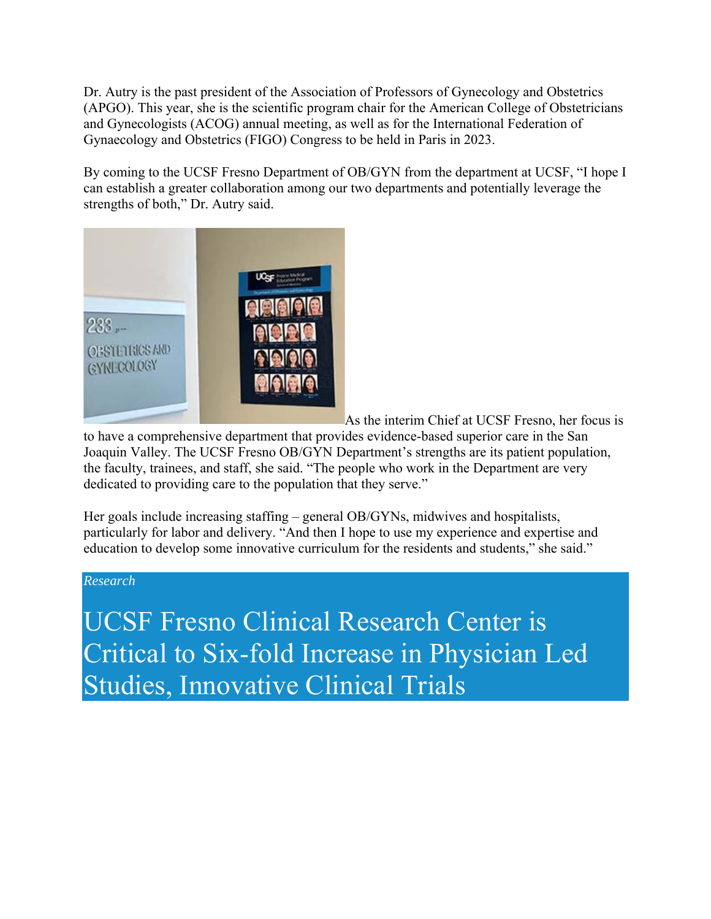Dr. Autry is the past president of the Association of Professors of Gynecology and Obstetrics (APGO). This year, she is the scientific program chair for the American College of Obstetricians and Gynecologists (ACOG) annual meeting, as well as for the International Federation of Gynaecology and Obstetrics (FIGO) Congress to be held in Paris in 2023.

By coming to the UCSF Fresno Department of OB/GYN from the department at UCSF, "I hope I can establish a greater collaboration among our two departments and potentially leverage the strengths of both," Dr. Autry said.

As the interim Chief at UCSF Fresno, her focus is to have a comprehensive department that provides evidence-based superior care in the San Joaquin Valley. The UCSF Fresno OB/GYN Department's strengths are its patient population, the faculty, trainees, and staff, she said. "The people who work in the Department are very dedicated to providing care to the population that they serve."

Her goals include increasing staffing – general OB/GYNs, midwives and hospitalists, particularly for labor and delivery. "And then I hope to use my experience and expertise and education to develop some innovative curriculum for the residents and students," she said."

*Research*

# UCSF Fresno Clinical Research Center is Critical to Six-fold Increase in Physician Led Studies, Innovative Clinical Trials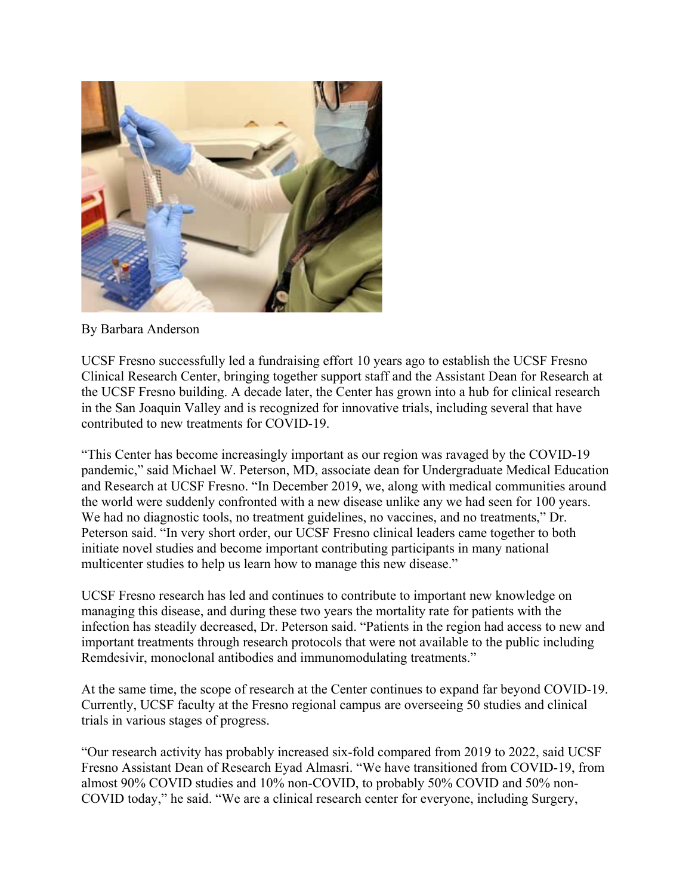By Barbara Anderson

UCSF Fresno successfully led a fundraising effort 10 years ago to establish the UCSF Fresno Clinical Research Center, bringing together support staff and the Assistant Dean for Research at the UCSF Fresno building. A decade later, the Center has grown into a hub for clinical research in the San Joaquin Valley and is recognized for innovative trials, including several that have contributed to new treatments for COVID-19.

"This Center has become increasingly important as our region was ravaged by the COVID-19 pandemic," said Michael W. Peterson, MD, associate dean for Undergraduate Medical Education and Research at UCSF Fresno. "In December 2019, we, along with medical communities around the world were suddenly confronted with a new disease unlike any we had seen for 100 years. We had no diagnostic tools, no treatment guidelines, no vaccines, and no treatments," Dr. Peterson said. "In very short order, our UCSF Fresno clinical leaders came together to both initiate novel studies and become important contributing participants in many national multicenter studies to help us learn how to manage this new disease."

UCSF Fresno research has led and continues to contribute to important new knowledge on managing this disease, and during these two years the mortality rate for patients with the infection has steadily decreased, Dr. Peterson said. "Patients in the region had access to new and important treatments through research protocols that were not available to the public including Remdesivir, monoclonal antibodies and immunomodulating treatments."

At the same time, the scope of research at the Center continues to expand far beyond COVID-19. Currently, UCSF faculty at the Fresno regional campus are overseeing 50 studies and clinical trials in various stages of progress.

"Our research activity has probably increased six-fold compared from 2019 to 2022, said UCSF Fresno Assistant Dean of Research Eyad Almasri. "We have transitioned from COVID-19, from almost 90% COVID studies and 10% non-COVID, to probably 50% COVID and 50% non-COVID today," he said. "We are a clinical research center for everyone, including Surgery,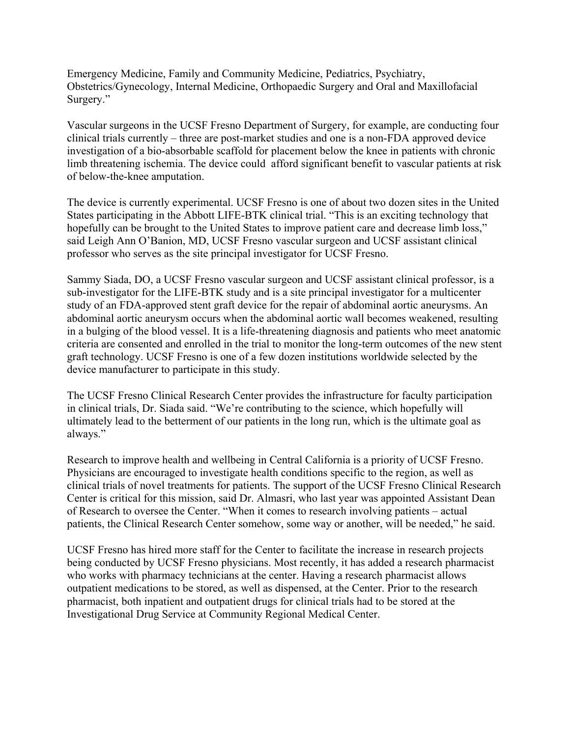Emergency Medicine, Family and Community Medicine, Pediatrics, Psychiatry, Obstetrics/Gynecology, Internal Medicine, Orthopaedic Surgery and Oral and Maxillofacial Surgery."

Vascular surgeons in the UCSF Fresno Department of Surgery, for example, are conducting four clinical trials currently – three are post-market studies and one is a non-FDA approved device investigation of a bio-absorbable scaffold for placement below the knee in patients with chronic limb threatening ischemia. The device could afford significant benefit to vascular patients at risk of below-the-knee amputation.

The device is currently experimental. UCSF Fresno is one of about two dozen sites in the United States participating in the Abbott LIFE-BTK clinical trial. "This is an exciting technology that hopefully can be brought to the United States to improve patient care and decrease limb loss," said Leigh Ann O'Banion, MD, UCSF Fresno vascular surgeon and UCSF assistant clinical professor who serves as the site principal investigator for UCSF Fresno.

Sammy Siada, DO, a UCSF Fresno vascular surgeon and UCSF assistant clinical professor, is a sub-investigator for the LIFE-BTK study and is a site principal investigator for a multicenter study of an FDA-approved stent graft device for the repair of abdominal aortic aneurysms. An abdominal aortic aneurysm occurs when the abdominal aortic wall becomes weakened, resulting in a bulging of the blood vessel. It is a life-threatening diagnosis and patients who meet anatomic criteria are consented and enrolled in the trial to monitor the long-term outcomes of the new stent graft technology. UCSF Fresno is one of a few dozen institutions worldwide selected by the device manufacturer to participate in this study.

The UCSF Fresno Clinical Research Center provides the infrastructure for faculty participation in clinical trials, Dr. Siada said. "We're contributing to the science, which hopefully will ultimately lead to the betterment of our patients in the long run, which is the ultimate goal as always."

Research to improve health and wellbeing in Central California is a priority of UCSF Fresno. Physicians are encouraged to investigate health conditions specific to the region, as well as clinical trials of novel treatments for patients. The support of the UCSF Fresno Clinical Research Center is critical for this mission, said Dr. Almasri, who last year was appointed Assistant Dean of Research to oversee the Center. "When it comes to research involving patients – actual patients, the Clinical Research Center somehow, some way or another, will be needed," he said.

UCSF Fresno has hired more staff for the Center to facilitate the increase in research projects being conducted by UCSF Fresno physicians. Most recently, it has added a research pharmacist who works with pharmacy technicians at the center. Having a research pharmacist allows outpatient medications to be stored, as well as dispensed, at the Center. Prior to the research pharmacist, both inpatient and outpatient drugs for clinical trials had to be stored at the Investigational Drug Service at Community Regional Medical Center.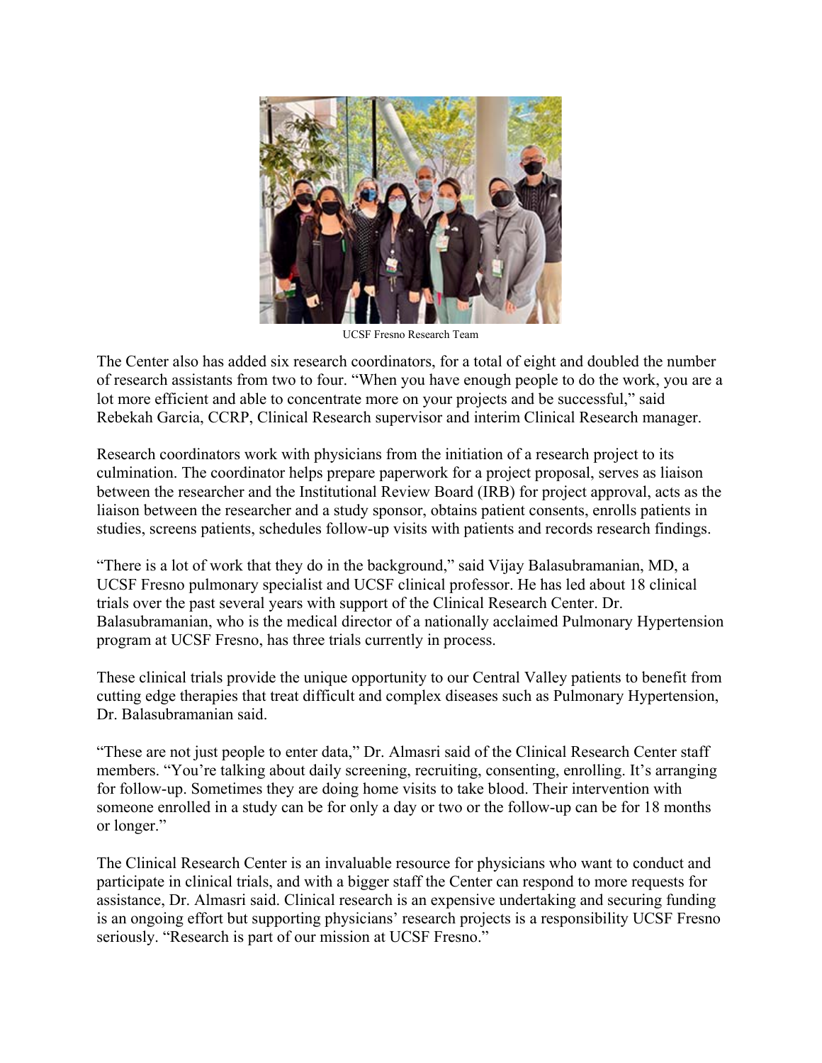UCSF Fresno Research Team

The Center also has added six research coordinators, for a total of eight and doubled the number of research assistants from two to four. "When you have enough people to do the work, you are a lot more efficient and able to concentrate more on your projects and be successful," said Rebekah Garcia, CCRP, Clinical Research supervisor and interim Clinical Research manager.

Research coordinators work with physicians from the initiation of a research project to its culmination. The coordinator helps prepare paperwork for a project proposal, serves as liaison between the researcher and the Institutional Review Board (IRB) for project approval, acts as the liaison between the researcher and a study sponsor, obtains patient consents, enrolls patients in studies, screens patients, schedules follow-up visits with patients and records research findings.

"There is a lot of work that they do in the background," said Vijay Balasubramanian, MD, a UCSF Fresno pulmonary specialist and UCSF clinical professor. He has led about 18 clinical trials over the past several years with support of the Clinical Research Center. Dr. Balasubramanian, who is the medical director of a nationally acclaimed Pulmonary Hypertension program at UCSF Fresno, has three trials currently in process.

These clinical trials provide the unique opportunity to our Central Valley patients to benefit from cutting edge therapies that treat difficult and complex diseases such as Pulmonary Hypertension, Dr. Balasubramanian said.

"These are not just people to enter data," Dr. Almasri said of the Clinical Research Center staff members. "You're talking about daily screening, recruiting, consenting, enrolling. It's arranging for follow-up. Sometimes they are doing home visits to take blood. Their intervention with someone enrolled in a study can be for only a day or two or the follow-up can be for 18 months or longer."

The Clinical Research Center is an invaluable resource for physicians who want to conduct and participate in clinical trials, and with a bigger staff the Center can respond to more requests for assistance, Dr. Almasri said. Clinical research is an expensive undertaking and securing funding is an ongoing effort but supporting physicians' research projects is a responsibility UCSF Fresno seriously. "Research is part of our mission at UCSF Fresno."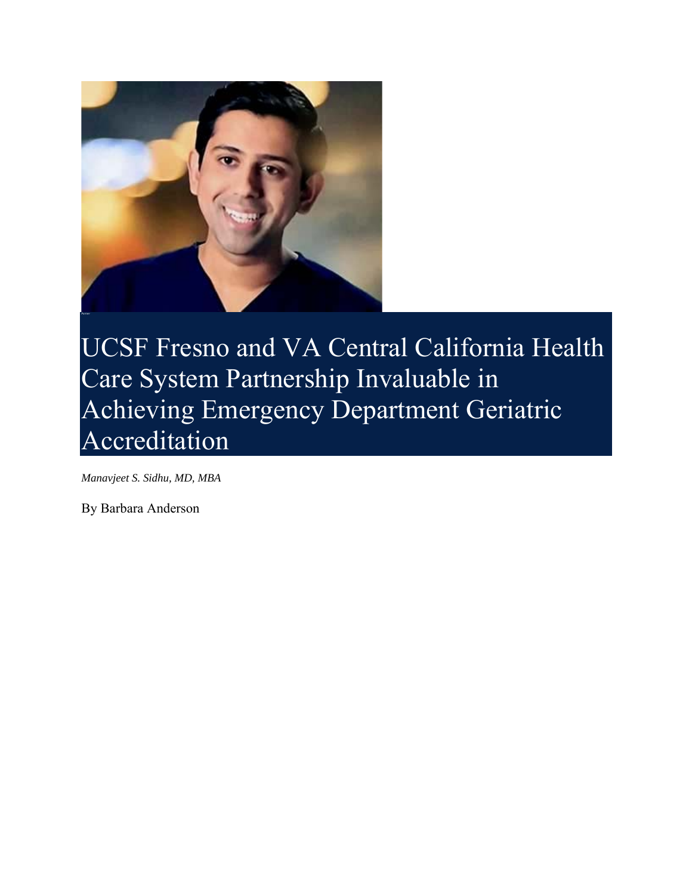# UCSF Fresno and VA Central California Health Care System Partnership Invaluable in Achieving Emergency Department Geriatric Accreditation

*Manavjeet S. Sidhu, MD, MBA*

By Barbara Anderson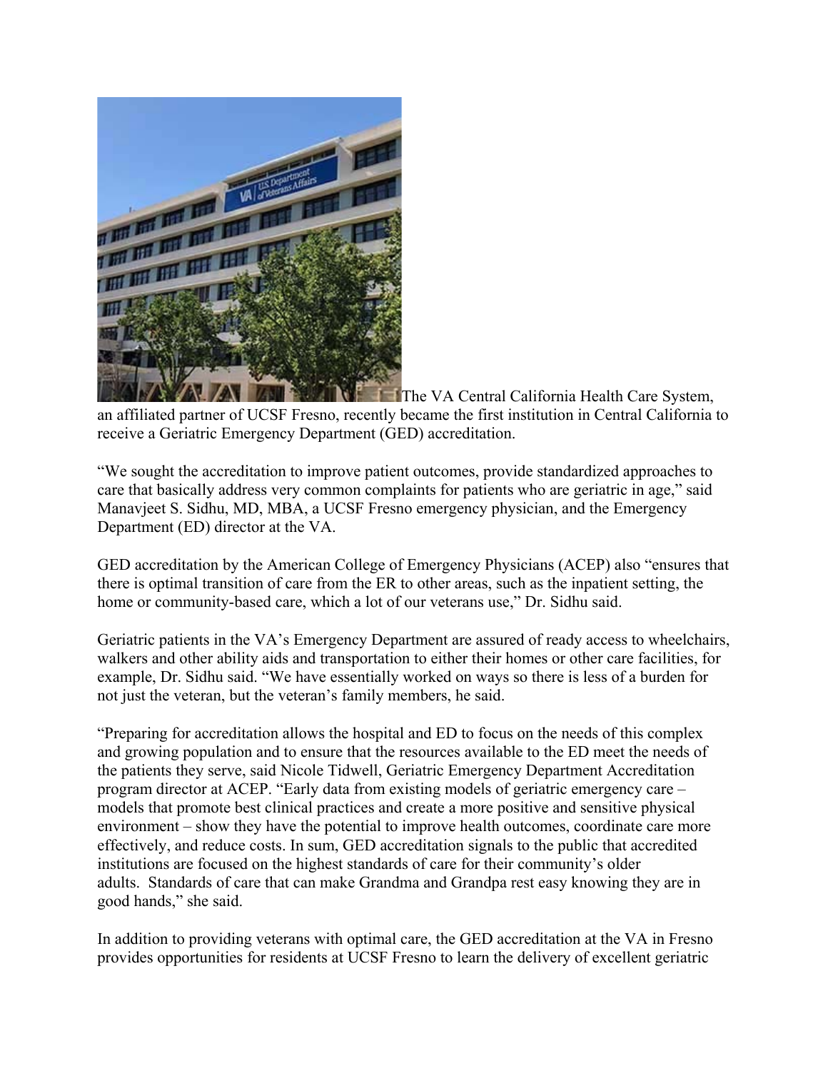The VA Central California Health Care System, an affiliated partner of UCSF Fresno, recently became the first institution in Central California to receive a Geriatric Emergency Department (GED) accreditation.

“We sought the accreditation to improve patient outcomes, provide standardized approaches to care that basically address very common complaints for patients who are geriatric in age,” said Manavjeet S. Sidhu, MD, MBA, a UCSF Fresno emergency physician, and the Emergency Department (ED) director at the VA.

GED accreditation by the American College of Emergency Physicians (ACEP) also “ensures that there is optimal transition of care from the ER to other areas, such as the inpatient setting, the home or community-based care, which a lot of our veterans use,” Dr. Sidhu said.

Geriatric patients in the VA’s Emergency Department are assured of ready access to wheelchairs, walkers and other ability aids and transportation to either their homes or other care facilities, for example, Dr. Sidhu said. “We have essentially worked on ways so there is less of a burden for not just the veteran, but the veteran’s family members, he said.

“Preparing for accreditation allows the hospital and ED to focus on the needs of this complex and growing population and to ensure that the resources available to the ED meet the needs of the patients they serve, said Nicole Tidwell, Geriatric Emergency Department Accreditation program director at ACEP. “Early data from existing models of geriatric emergency care – models that promote best clinical practices and create a more positive and sensitive physical environment – show they have the potential to improve health outcomes, coordinate care more effectively, and reduce costs. In sum, GED accreditation signals to the public that accredited institutions are focused on the highest standards of care for their community’s older adults. Standards of care that can make Grandma and Grandpa rest easy knowing they are in good hands,” she said.

In addition to providing veterans with optimal care, the GED accreditation at the VA in Fresno provides opportunities for residents at UCSF Fresno to learn the delivery of excellent geriatric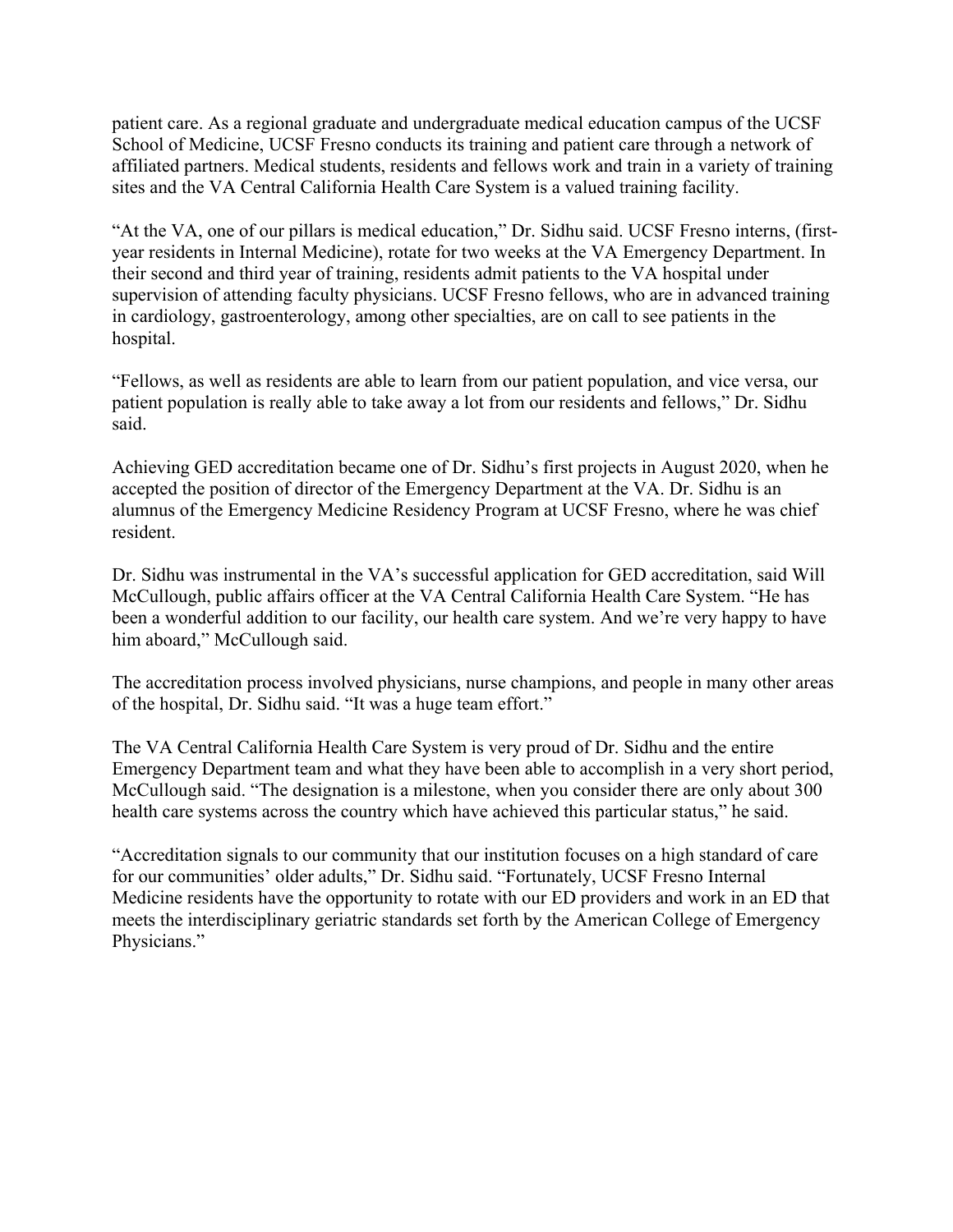patient care. As a regional graduate and undergraduate medical education campus of the UCSF School of Medicine, UCSF Fresno conducts its training and patient care through a network of affiliated partners. Medical students, residents and fellows work and train in a variety of training sites and the VA Central California Health Care System is a valued training facility.

"At the VA, one of our pillars is medical education," Dr. Sidhu said. UCSF Fresno interns, (first-year residents in Internal Medicine), rotate for two weeks at the VA Emergency Department. In their second and third year of training, residents admit patients to the VA hospital under supervision of attending faculty physicians. UCSF Fresno fellows, who are in advanced training in cardiology, gastroenterology, among other specialties, are on call to see patients in the hospital.

"Fellows, as well as residents are able to learn from our patient population, and vice versa, our patient population is really able to take away a lot from our residents and fellows," Dr. Sidhu said.

Achieving GED accreditation became one of Dr. Sidhu's first projects in August 2020, when he accepted the position of director of the Emergency Department at the VA. Dr. Sidhu is an alumnus of the Emergency Medicine Residency Program at UCSF Fresno, where he was chief resident.

Dr. Sidhu was instrumental in the VA's successful application for GED accreditation, said Will McCullough, public affairs officer at the VA Central California Health Care System. "He has been a wonderful addition to our facility, our health care system. And we're very happy to have him aboard," McCullough said.

The accreditation process involved physicians, nurse champions, and people in many other areas of the hospital, Dr. Sidhu said. "It was a huge team effort."

The VA Central California Health Care System is very proud of Dr. Sidhu and the entire Emergency Department team and what they have been able to accomplish in a very short period, McCullough said. "The designation is a milestone, when you consider there are only about 300 health care systems across the country which have achieved this particular status," he said.

"Accreditation signals to our community that our institution focuses on a high standard of care for our communities' older adults," Dr. Sidhu said. "Fortunately, UCSF Fresno Internal Medicine residents have the opportunity to rotate with our ED providers and work in an ED that meets the interdisciplinary geriatric standards set forth by the American College of Emergency Physicians."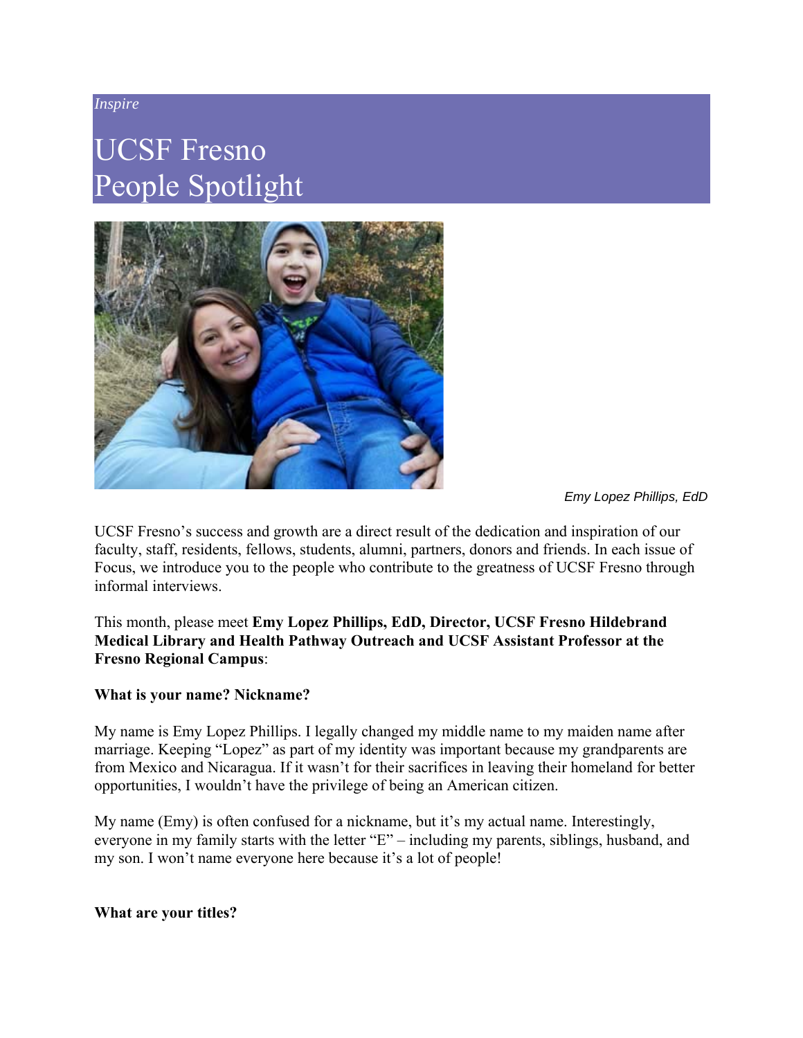*Inspire*

# UCSF Fresno People Spotlight

Emy Lopez Phillips, EdD

UCSF Fresno's success and growth are a direct result of the dedication and inspiration of our faculty, staff, residents, fellows, students, alumni, partners, donors and friends. In each issue of Focus, we introduce you to the people who contribute to the greatness of UCSF Fresno through informal interviews.

This month, please meet **Emy Lopez Phillips, EdD, Director, UCSF Fresno Hildebrand Medical Library and Health Pathway Outreach and UCSF Assistant Professor at the Fresno Regional Campus**:

**What is your name? Nickname?**

My name is Emy Lopez Phillips. I legally changed my middle name to my maiden name after marriage. Keeping "Lopez" as part of my identity was important because my grandparents are from Mexico and Nicaragua. If it wasn't for their sacrifices in leaving their homeland for better opportunities, I wouldn't have the privilege of being an American citizen.

My name (Emy) is often confused for a nickname, but it's my actual name. Interestingly, everyone in my family starts with the letter "E" – including my parents, siblings, husband, and my son. I won't name everyone here because it's a lot of people!

**What are your titles?**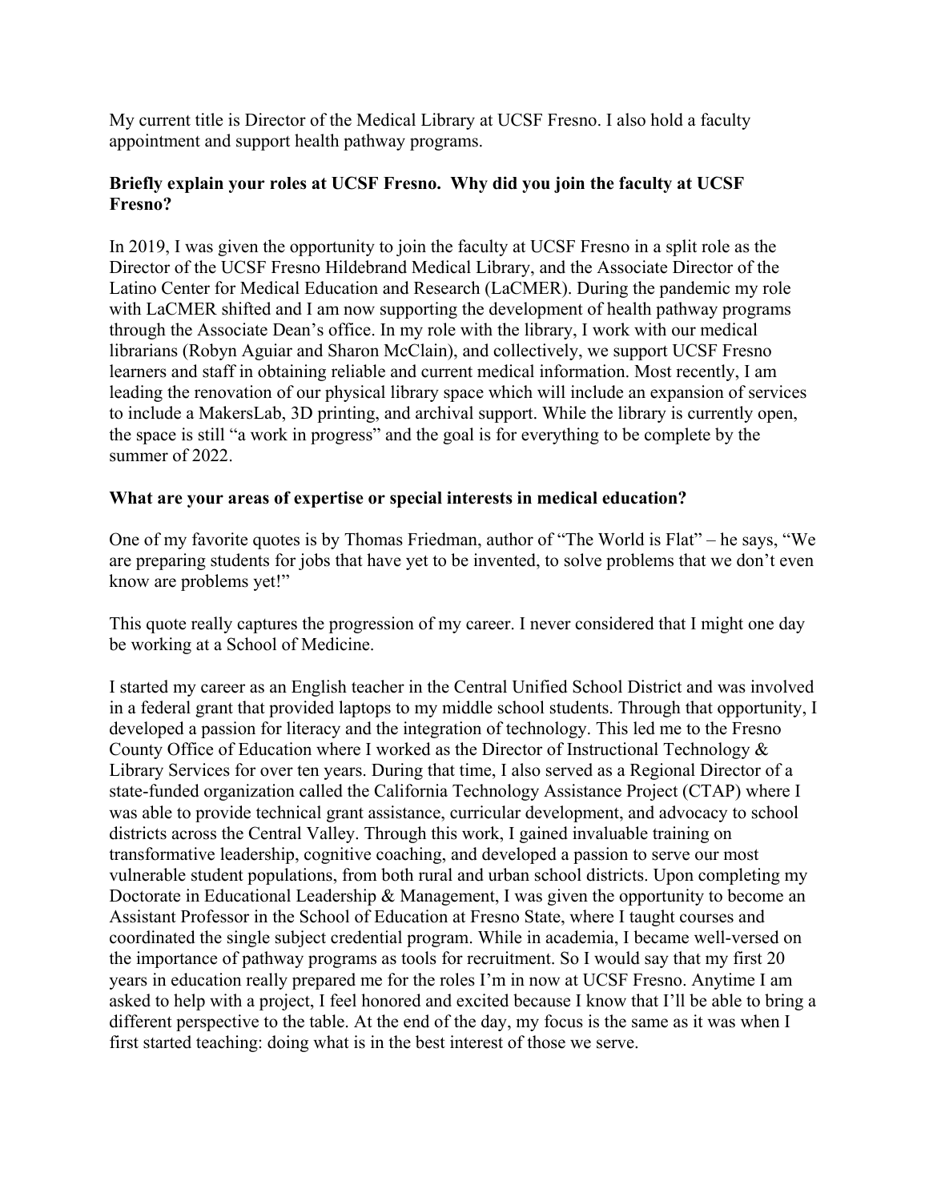My current title is Director of the Medical Library at UCSF Fresno. I also hold a faculty appointment and support health pathway programs.

**Briefly explain your roles at UCSF Fresno. Why did you join the faculty at UCSF Fresno?**

In 2019, I was given the opportunity to join the faculty at UCSF Fresno in a split role as the Director of the UCSF Fresno Hildebrand Medical Library, and the Associate Director of the Latino Center for Medical Education and Research (LaCMER). During the pandemic my role with LaCMER shifted and I am now supporting the development of health pathway programs through the Associate Dean's office. In my role with the library, I work with our medical librarians (Robyn Aguiar and Sharon McClain), and collectively, we support UCSF Fresno learners and staff in obtaining reliable and current medical information. Most recently, I am leading the renovation of our physical library space which will include an expansion of services to include a MakersLab, 3D printing, and archival support. While the library is currently open, the space is still "a work in progress" and the goal is for everything to be complete by the summer of 2022.

**What are your areas of expertise or special interests in medical education?**

One of my favorite quotes is by Thomas Friedman, author of "The World is Flat" – he says, "We are preparing students for jobs that have yet to be invented, to solve problems that we don't even know are problems yet!"

This quote really captures the progression of my career. I never considered that I might one day be working at a School of Medicine.

I started my career as an English teacher in the Central Unified School District and was involved in a federal grant that provided laptops to my middle school students. Through that opportunity, I developed a passion for literacy and the integration of technology. This led me to the Fresno County Office of Education where I worked as the Director of Instructional Technology & Library Services for over ten years. During that time, I also served as a Regional Director of a state-funded organization called the California Technology Assistance Project (CTAP) where I was able to provide technical grant assistance, curricular development, and advocacy to school districts across the Central Valley. Through this work, I gained invaluable training on transformative leadership, cognitive coaching, and developed a passion to serve our most vulnerable student populations, from both rural and urban school districts. Upon completing my Doctorate in Educational Leadership & Management, I was given the opportunity to become an Assistant Professor in the School of Education at Fresno State, where I taught courses and coordinated the single subject credential program. While in academia, I became well-versed on the importance of pathway programs as tools for recruitment. So I would say that my first 20 years in education really prepared me for the roles I'm in now at UCSF Fresno. Anytime I am asked to help with a project, I feel honored and excited because I know that I'll be able to bring a different perspective to the table. At the end of the day, my focus is the same as it was when I first started teaching: doing what is in the best interest of those we serve.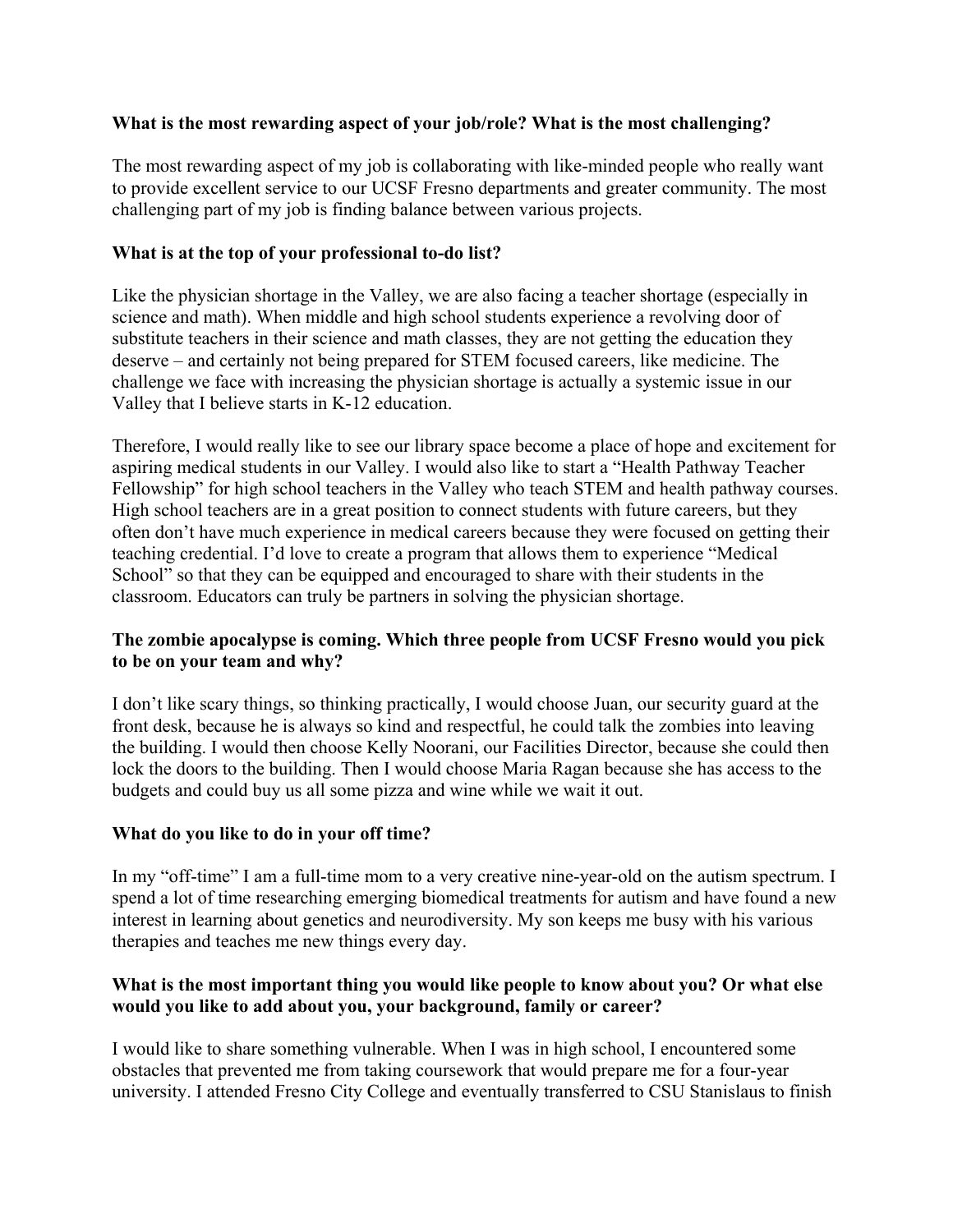**What is the most rewarding aspect of your job/role? What is the most challenging?**

The most rewarding aspect of my job is collaborating with like-minded people who really want to provide excellent service to our UCSF Fresno departments and greater community. The most challenging part of my job is finding balance between various projects.

**What is at the top of your professional to-do list?**

Like the physician shortage in the Valley, we are also facing a teacher shortage (especially in science and math). When middle and high school students experience a revolving door of substitute teachers in their science and math classes, they are not getting the education they deserve – and certainly not being prepared for STEM focused careers, like medicine. The challenge we face with increasing the physician shortage is actually a systemic issue in our Valley that I believe starts in K-12 education.

Therefore, I would really like to see our library space become a place of hope and excitement for aspiring medical students in our Valley. I would also like to start a "Health Pathway Teacher Fellowship" for high school teachers in the Valley who teach STEM and health pathway courses. High school teachers are in a great position to connect students with future careers, but they often don't have much experience in medical careers because they were focused on getting their teaching credential. I'd love to create a program that allows them to experience "Medical School" so that they can be equipped and encouraged to share with their students in the classroom. Educators can truly be partners in solving the physician shortage.

**The zombie apocalypse is coming. Which three people from UCSF Fresno would you pick to be on your team and why?**

I don't like scary things, so thinking practically, I would choose Juan, our security guard at the front desk, because he is always so kind and respectful, he could talk the zombies into leaving the building. I would then choose Kelly Noorani, our Facilities Director, because she could then lock the doors to the building. Then I would choose Maria Ragan because she has access to the budgets and could buy us all some pizza and wine while we wait it out.

**What do you like to do in your off time?**

In my "off-time" I am a full-time mom to a very creative nine-year-old on the autism spectrum. I spend a lot of time researching emerging biomedical treatments for autism and have found a new interest in learning about genetics and neurodiversity. My son keeps me busy with his various therapies and teaches me new things every day.

**What is the most important thing you would like people to know about you? Or what else would you like to add about you, your background, family or career?**

I would like to share something vulnerable. When I was in high school, I encountered some obstacles that prevented me from taking coursework that would prepare me for a four-year university. I attended Fresno City College and eventually transferred to CSU Stanislaus to finish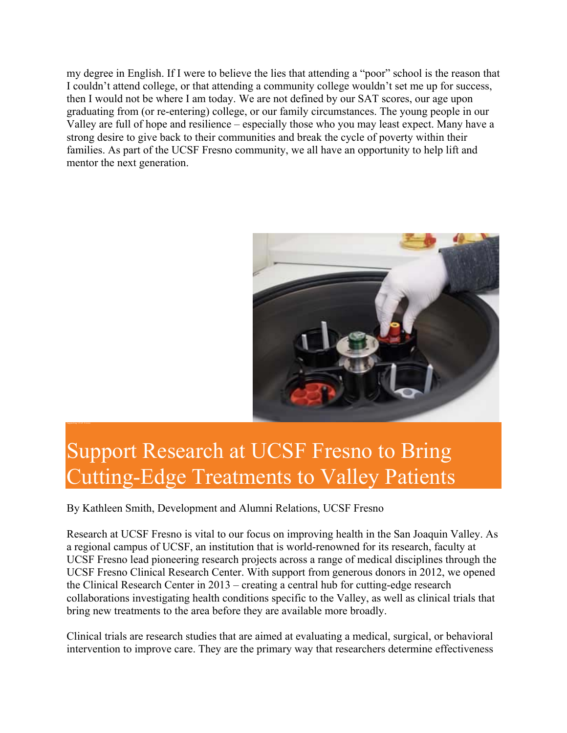my degree in English. If I were to believe the lies that attending a "poor" school is the reason that I couldn't attend college, or that attending a community college wouldn't set me up for success, then I would not be where I am today. We are not defined by our SAT scores, our age upon graduating from (or re-entering) college, or our family circumstances. The young people in our Valley are full of hope and resilience – especially those who you may least expect. Many have a strong desire to give back to their communities and break the cycle of poverty within their families. As part of the UCSF Fresno community, we all have an opportunity to help lift and mentor the next generation.

# Support Research at UCSF Fresno to Bring Cutting-Edge Treatments to Valley Patients

By Kathleen Smith, Development and Alumni Relations, UCSF Fresno

Research at UCSF Fresno is vital to our focus on improving health in the San Joaquin Valley. As a regional campus of UCSF, an institution that is world-renowned for its research, faculty at UCSF Fresno lead pioneering research projects across a range of medical disciplines through the UCSF Fresno Clinical Research Center. With support from generous donors in 2012, we opened the Clinical Research Center in 2013 – creating a central hub for cutting-edge research collaborations investigating health conditions specific to the Valley, as well as clinical trials that bring new treatments to the area before they are available more broadly.

Clinical trials are research studies that are aimed at evaluating a medical, surgical, or behavioral intervention to improve care. They are the primary way that researchers determine effectiveness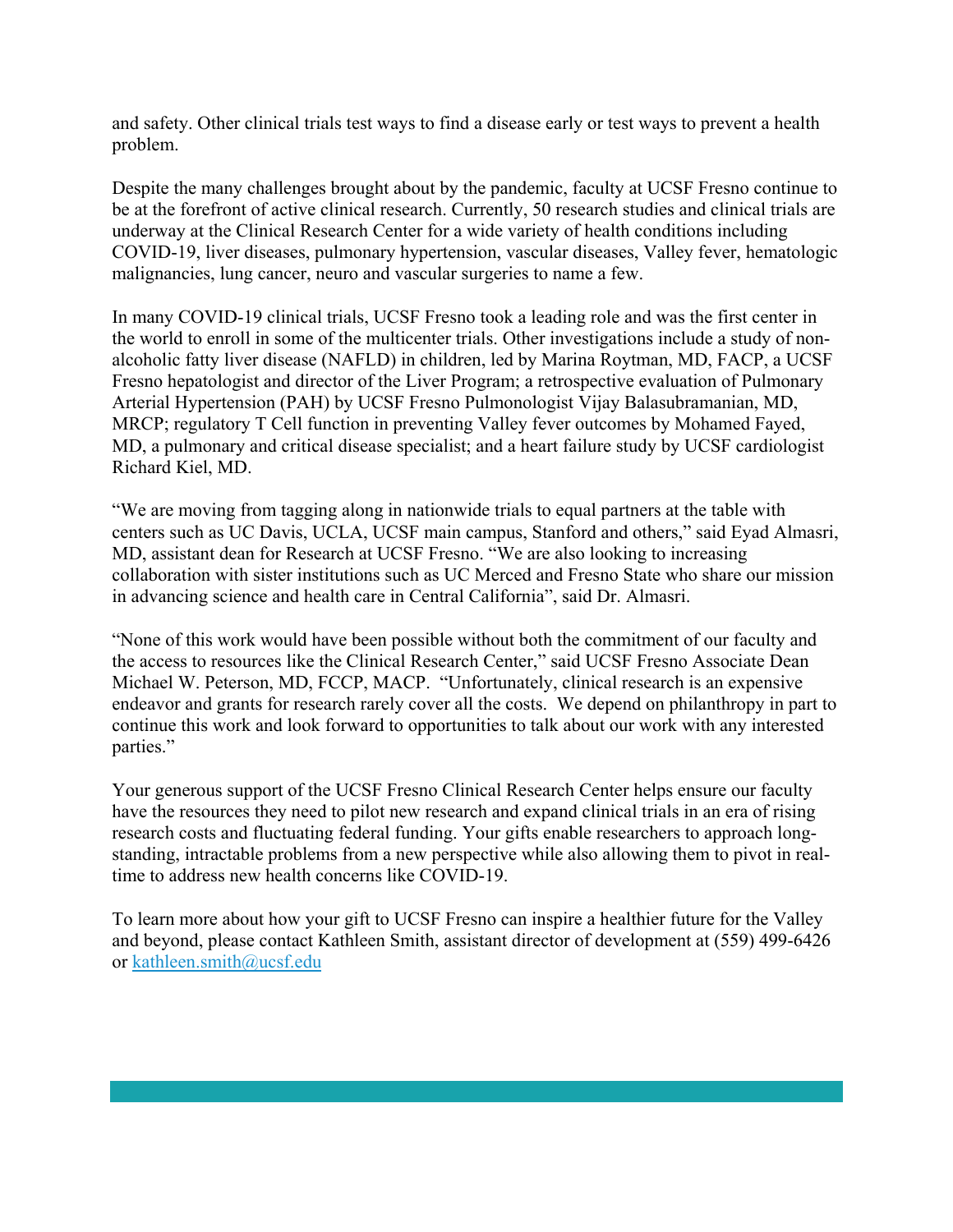and safety. Other clinical trials test ways to find a disease early or test ways to prevent a health problem.

Despite the many challenges brought about by the pandemic, faculty at UCSF Fresno continue to be at the forefront of active clinical research. Currently, 50 research studies and clinical trials are underway at the Clinical Research Center for a wide variety of health conditions including COVID-19, liver diseases, pulmonary hypertension, vascular diseases, Valley fever, hematologic malignancies, lung cancer, neuro and vascular surgeries to name a few.

In many COVID-19 clinical trials, UCSF Fresno took a leading role and was the first center in the world to enroll in some of the multicenter trials. Other investigations include a study of non-alcoholic fatty liver disease (NAFLD) in children, led by Marina Roytman, MD, FACP, a UCSF Fresno hepatologist and director of the Liver Program; a retrospective evaluation of Pulmonary Arterial Hypertension (PAH) by UCSF Fresno Pulmonologist Vijay Balasubramanian, MD, MRCP; regulatory T Cell function in preventing Valley fever outcomes by Mohamed Fayed, MD, a pulmonary and critical disease specialist; and a heart failure study by UCSF cardiologist Richard Kiel, MD.

"We are moving from tagging along in nationwide trials to equal partners at the table with centers such as UC Davis, UCLA, UCSF main campus, Stanford and others," said Eyad Almasri, MD, assistant dean for Research at UCSF Fresno. "We are also looking to increasing collaboration with sister institutions such as UC Merced and Fresno State who share our mission in advancing science and health care in Central California", said Dr. Almasri.

"None of this work would have been possible without both the commitment of our faculty and the access to resources like the Clinical Research Center," said UCSF Fresno Associate Dean Michael W. Peterson, MD, FCCP, MACP. "Unfortunately, clinical research is an expensive endeavor and grants for research rarely cover all the costs. We depend on philanthropy in part to continue this work and look forward to opportunities to talk about our work with any interested parties."

Your generous support of the UCSF Fresno Clinical Research Center helps ensure our faculty have the resources they need to pilot new research and expand clinical trials in an era of rising research costs and fluctuating federal funding. Your gifts enable researchers to approach long-standing, intractable problems from a new perspective while also allowing them to pivot in real-time to address new health concerns like COVID-19.

To learn more about how your gift to UCSF Fresno can inspire a healthier future for the Valley and beyond, please contact Kathleen Smith, assistant director of development at (559) 499-6426 or [kathleen.smith@ucsf.edu](mailto:kathleen.smith@ucsf.edu)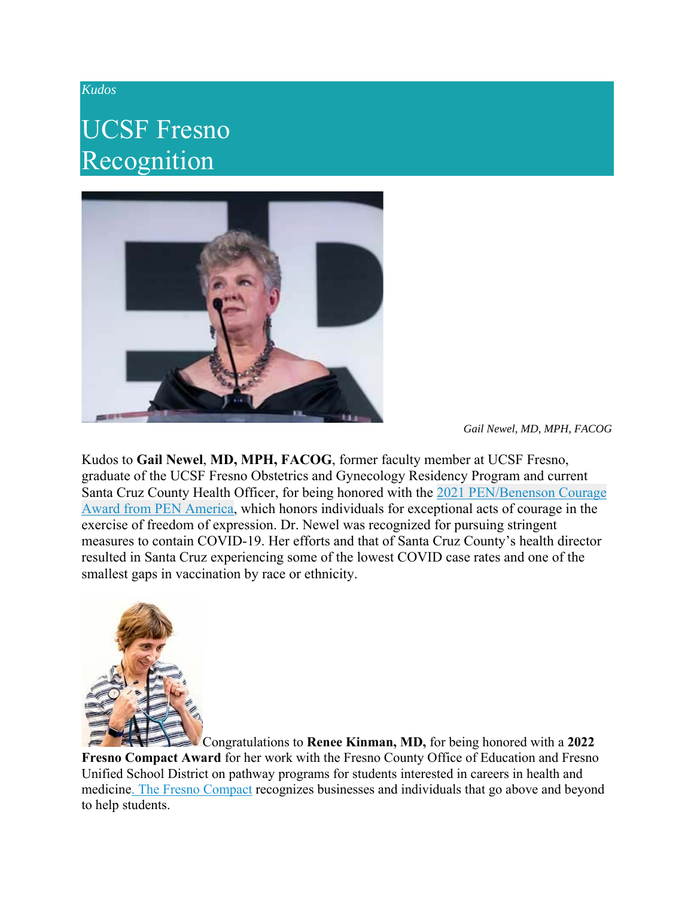*Kudos*

# UCSF Fresno Recognition

*Gail Newel, MD, MPH, FACOG*

Kudos to **Gail Newel**, **MD, MPH, FACOG**, former faculty member at UCSF Fresno, graduate of the UCSF Fresno Obstetrics and Gynecology Residency Program and current Santa Cruz County Health Officer, for being honored with the 2021 PEN/Benenson Courage Award from PEN America, which honors individuals for exceptional acts of courage in the exercise of freedom of expression. Dr. Newel was recognized for pursuing stringent measures to contain COVID-19. Her efforts and that of Santa Cruz County's health director resulted in Santa Cruz experiencing some of the lowest COVID case rates and one of the smallest gaps in vaccination by race or ethnicity.

Congratulations to **Renee Kinman, MD,** for being honored with a **2022 Fresno Compact Award** for her work with the Fresno County Office of Education and Fresno Unified School District on pathway programs for students interested in careers in health and medicine. The Fresno Compact recognizes businesses and individuals that go above and beyond to help students.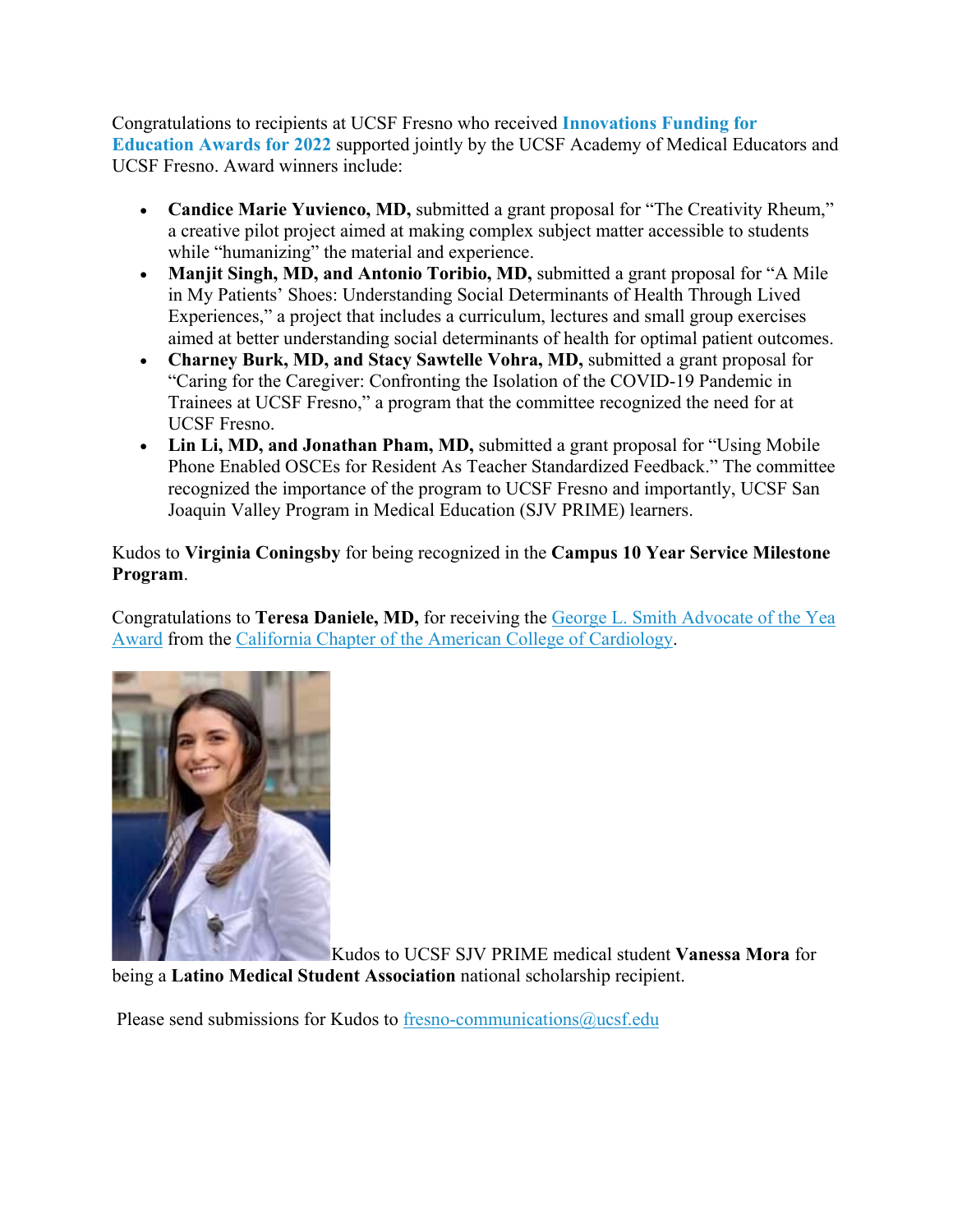Congratulations to recipients at UCSF Fresno who received **Innovations Funding for Education Awards for 2022** supported jointly by the UCSF Academy of Medical Educators and UCSF Fresno. Award winners include:

- **Candice Marie Yuvienco, MD,** submitted a grant proposal for "The Creativity Rheum," a creative pilot project aimed at making complex subject matter accessible to students while "humanizing" the material and experience.
- **Manjit Singh, MD, and Antonio Toribio, MD,** submitted a grant proposal for "A Mile in My Patients' Shoes: Understanding Social Determinants of Health Through Lived Experiences," a project that includes a curriculum, lectures and small group exercises aimed at better understanding social determinants of health for optimal patient outcomes.
- **Charney Burk, MD, and Stacy Sawtelle Vohra, MD,** submitted a grant proposal for "Caring for the Caregiver: Confronting the Isolation of the COVID-19 Pandemic in Trainees at UCSF Fresno," a program that the committee recognized the need for at UCSF Fresno.
- **Lin Li, MD, and Jonathan Pham, MD,** submitted a grant proposal for "Using Mobile Phone Enabled OSCEs for Resident As Teacher Standardized Feedback." The committee recognized the importance of the program to UCSF Fresno and importantly, UCSF San Joaquin Valley Program in Medical Education (SJV PRIME) learners.

Kudos to **Virginia Coningsby** for being recognized in the **Campus 10 Year Service Milestone Program**.

Congratulations to **Teresa Daniele, MD,** for receiving the George L. Smith Advocate of the Yea Award from the California Chapter of the American College of Cardiology.

Kudos to UCSF SJV PRIME medical student **Vanessa Mora** for being a **Latino Medical Student Association** national scholarship recipient.

Please send submissions for Kudos to fresno-communications@ucsf.edu